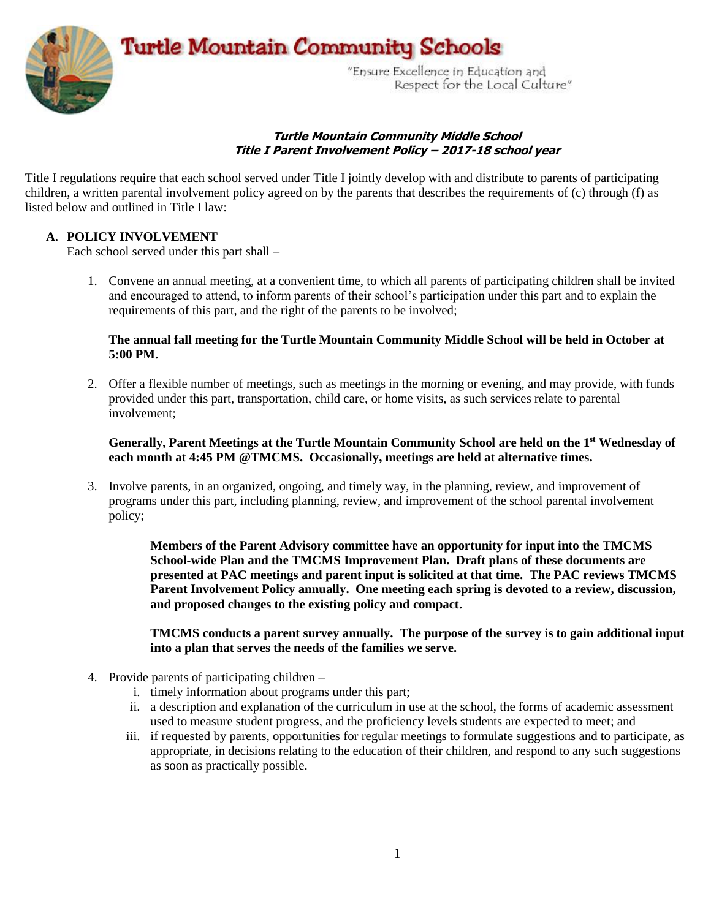# Turtle Mountain Community Schools

"Ensure Excellence in Education and Respect for the Local Culture"

***Turtle Mountain Community Middle School***
***Title I Parent Involvement Policy – 2017-18 school year***

Title I regulations require that each school served under Title I jointly develop with and distribute to parents of participating children, a written parental involvement policy agreed on by the parents that describes the requirements of (c) through (f) as listed below and outlined in Title I law:

## A. POLICY INVOLVEMENT

Each school served under this part shall –

1. Convene an annual meeting, at a convenient time, to which all parents of participating children shall be invited and encouraged to attend, to inform parents of their school's participation under this part and to explain the requirements of this part, and the right of the parents to be involved;

   **The annual fall meeting for the Turtle Mountain Community Middle School will be held in October at 5:00 PM.**

2. Offer a flexible number of meetings, such as meetings in the morning or evening, and may provide, with funds provided under this part, transportation, child care, or home visits, as such services relate to parental involvement;

   **Generally, Parent Meetings at the Turtle Mountain Community School are held on the 1st Wednesday of each month at 4:45 PM @TMCMS. Occasionally, meetings are held at alternative times.**

3. Involve parents, in an organized, ongoing, and timely way, in the planning, review, and improvement of programs under this part, including planning, review, and improvement of the school parental involvement policy;

   **Members of the Parent Advisory committee have an opportunity for input into the TMCMS School-wide Plan and the TMCMS Improvement Plan. Draft plans of these documents are presented at PAC meetings and parent input is solicited at that time. The PAC reviews TMCMS Parent Involvement Policy annually. One meeting each spring is devoted to a review, discussion, and proposed changes to the existing policy and compact.**

   **TMCMS conducts a parent survey annually. The purpose of the survey is to gain additional input into a plan that serves the needs of the families we serve.**

4. Provide parents of participating children –
   i. timely information about programs under this part;
   ii. a description and explanation of the curriculum in use at the school, the forms of academic assessment used to measure student progress, and the proficiency levels students are expected to meet; and
   iii. if requested by parents, opportunities for regular meetings to formulate suggestions and to participate, as appropriate, in decisions relating to the education of their children, and respond to any such suggestions as soon as practically possible.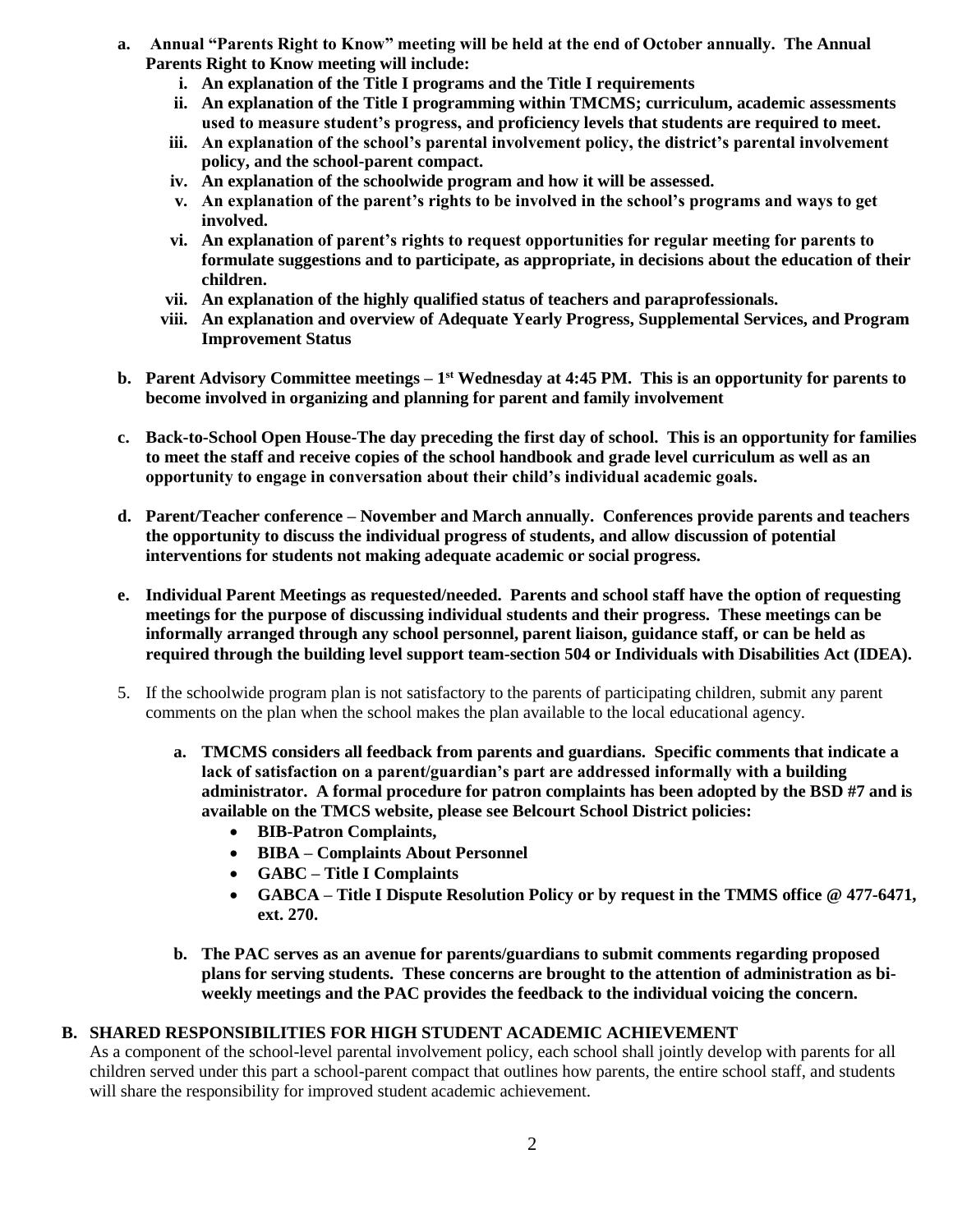- **a. Annual "Parents Right to Know" meeting will be held at the end of October annually. The Annual Parents Right to Know meeting will include:**
  - **i. An explanation of the Title I programs and the Title I requirements**
  - **ii. An explanation of the Title I programming within TMCMS; curriculum, academic assessments used to measure student's progress, and proficiency levels that students are required to meet.**
  - **iii. An explanation of the school's parental involvement policy, the district's parental involvement policy, and the school-parent compact.**
  - **iv. An explanation of the schoolwide program and how it will be assessed.**
  - **v. An explanation of the parent's rights to be involved in the school's programs and ways to get involved.**
  - **vi. An explanation of parent's rights to request opportunities for regular meeting for parents to formulate suggestions and to participate, as appropriate, in decisions about the education of their children.**
  - **vii. An explanation of the highly qualified status of teachers and paraprofessionals.**
  - **viii. An explanation and overview of Adequate Yearly Progress, Supplemental Services, and Program Improvement Status**

- **b. Parent Advisory Committee meetings – 1st Wednesday at 4:45 PM. This is an opportunity for parents to become involved in organizing and planning for parent and family involvement**

- **c. Back-to-School Open House-The day preceding the first day of school. This is an opportunity for families to meet the staff and receive copies of the school handbook and grade level curriculum as well as an opportunity to engage in conversation about their child's individual academic goals.**

- **d. Parent/Teacher conference – November and March annually. Conferences provide parents and teachers the opportunity to discuss the individual progress of students, and allow discussion of potential interventions for students not making adequate academic or social progress.**

- **e. Individual Parent Meetings as requested/needed. Parents and school staff have the option of requesting meetings for the purpose of discussing individual students and their progress. These meetings can be informally arranged through any school personnel, parent liaison, guidance staff, or can be held as required through the building level support team-section 504 or Individuals with Disabilities Act (IDEA).**

5. If the schoolwide program plan is not satisfactory to the parents of participating children, submit any parent comments on the plan when the school makes the plan available to the local educational agency.

   - **a. TMCMS considers all feedback from parents and guardians. Specific comments that indicate a lack of satisfaction on a parent/guardian's part are addressed informally with a building administrator. A formal procedure for patron complaints has been adopted by the BSD #7 and is available on the TMCS website, please see Belcourt School District policies:**
     - **BIB-Patron Complaints,**
     - **BIBA – Complaints About Personnel**
     - **GABC – Title I Complaints**
     - **GABCA – Title I Dispute Resolution Policy or by request in the TMMS office @ 477-6471, ext. 270.**

   - **b. The PAC serves as an avenue for parents/guardians to submit comments regarding proposed plans for serving students. These concerns are brought to the attention of administration as bi-weekly meetings and the PAC provides the feedback to the individual voicing the concern.**

## B. SHARED RESPONSIBILITIES FOR HIGH STUDENT ACADEMIC ACHIEVEMENT

As a component of the school-level parental involvement policy, each school shall jointly develop with parents for all children served under this part a school-parent compact that outlines how parents, the entire school staff, and students will share the responsibility for improved student academic achievement.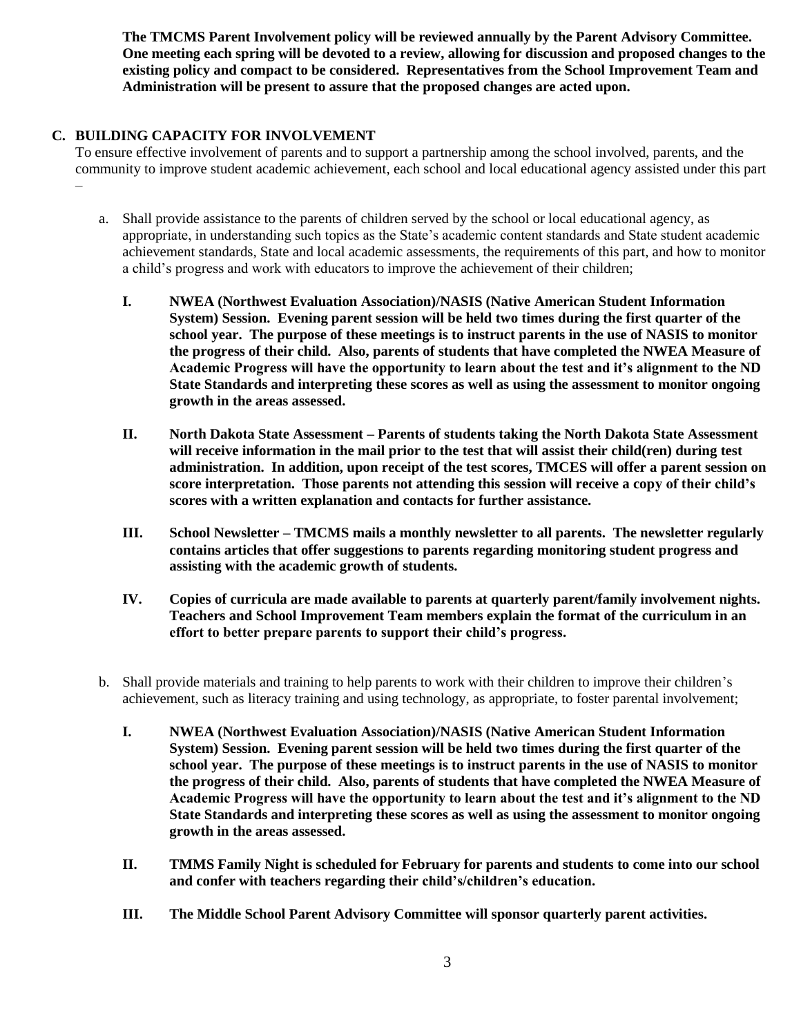**The TMCMS Parent Involvement policy will be reviewed annually by the Parent Advisory Committee. One meeting each spring will be devoted to a review, allowing for discussion and proposed changes to the existing policy and compact to be considered. Representatives from the School Improvement Team and Administration will be present to assure that the proposed changes are acted upon.**

## C. BUILDING CAPACITY FOR INVOLVEMENT

To ensure effective involvement of parents and to support a partnership among the school involved, parents, and the community to improve student academic achievement, each school and local educational agency assisted under this part –

a. Shall provide assistance to the parents of children served by the school or local educational agency, as appropriate, in understanding such topics as the State's academic content standards and State student academic achievement standards, State and local academic assessments, the requirements of this part, and how to monitor a child's progress and work with educators to improve the achievement of their children;

   **I. NWEA (Northwest Evaluation Association)/NASIS (Native American Student Information System) Session. Evening parent session will be held two times during the first quarter of the school year. The purpose of these meetings is to instruct parents in the use of NASIS to monitor the progress of their child. Also, parents of students that have completed the NWEA Measure of Academic Progress will have the opportunity to learn about the test and it's alignment to the ND State Standards and interpreting these scores as well as using the assessment to monitor ongoing growth in the areas assessed.**

   **II. North Dakota State Assessment – Parents of students taking the North Dakota State Assessment will receive information in the mail prior to the test that will assist their child(ren) during test administration. In addition, upon receipt of the test scores, TMCES will offer a parent session on score interpretation. Those parents not attending this session will receive a copy of their child's scores with a written explanation and contacts for further assistance.**

   **III. School Newsletter – TMCMS mails a monthly newsletter to all parents. The newsletter regularly contains articles that offer suggestions to parents regarding monitoring student progress and assisting with the academic growth of students.**

   **IV. Copies of curricula are made available to parents at quarterly parent/family involvement nights. Teachers and School Improvement Team members explain the format of the curriculum in an effort to better prepare parents to support their child's progress.**

b. Shall provide materials and training to help parents to work with their children to improve their children's achievement, such as literacy training and using technology, as appropriate, to foster parental involvement;

   **I. NWEA (Northwest Evaluation Association)/NASIS (Native American Student Information System) Session. Evening parent session will be held two times during the first quarter of the school year. The purpose of these meetings is to instruct parents in the use of NASIS to monitor the progress of their child. Also, parents of students that have completed the NWEA Measure of Academic Progress will have the opportunity to learn about the test and it's alignment to the ND State Standards and interpreting these scores as well as using the assessment to monitor ongoing growth in the areas assessed.**

   **II. TMMS Family Night is scheduled for February for parents and students to come into our school and confer with teachers regarding their child's/children's education.**

   **III. The Middle School Parent Advisory Committee will sponsor quarterly parent activities.**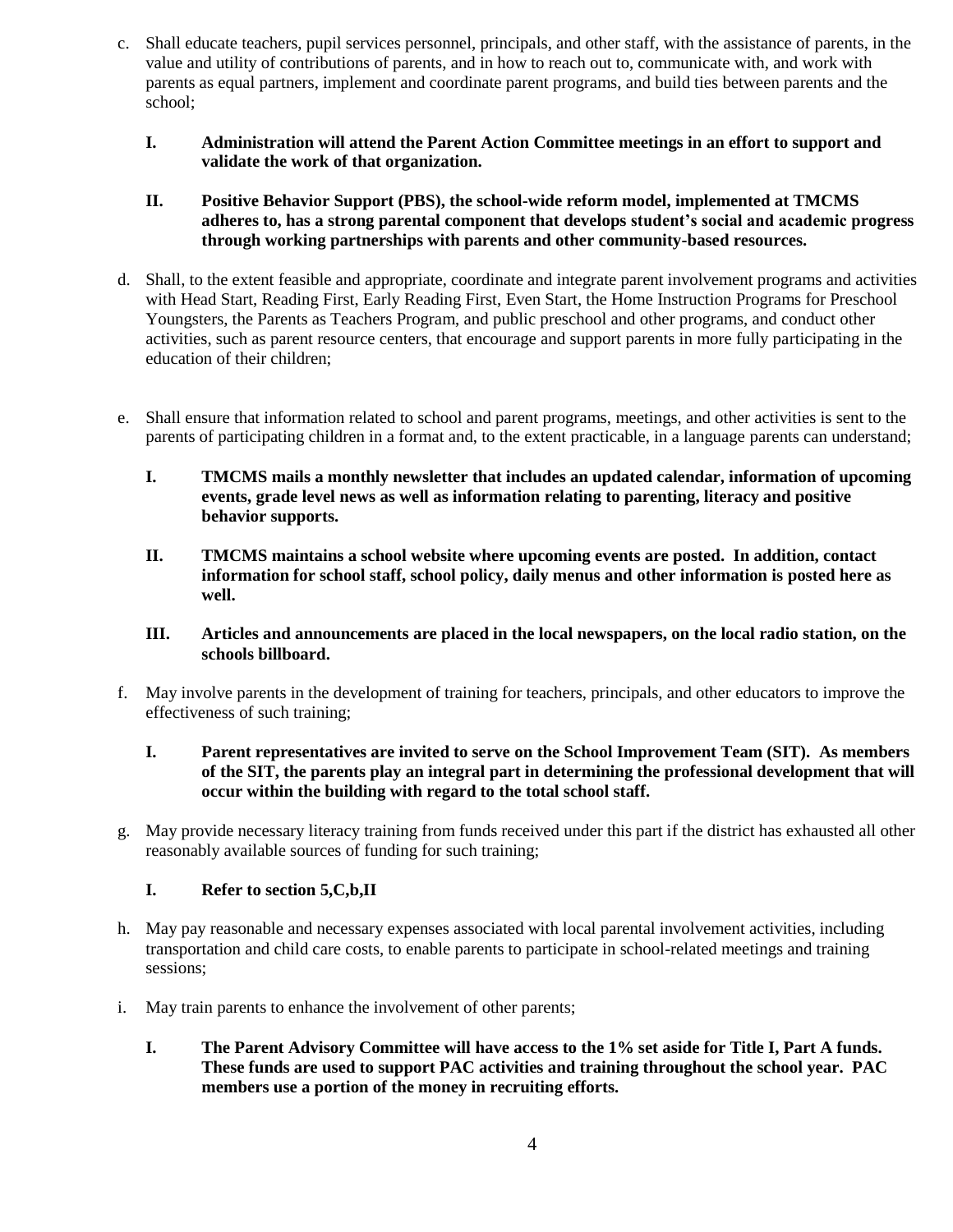c. Shall educate teachers, pupil services personnel, principals, and other staff, with the assistance of parents, in the value and utility of contributions of parents, and in how to reach out to, communicate with, and work with parents as equal partners, implement and coordinate parent programs, and build ties between parents and the school;

   **I. Administration will attend the Parent Action Committee meetings in an effort to support and validate the work of that organization.**

   **II. Positive Behavior Support (PBS), the school-wide reform model, implemented at TMCMS adheres to, has a strong parental component that develops student's social and academic progress through working partnerships with parents and other community-based resources.**

d. Shall, to the extent feasible and appropriate, coordinate and integrate parent involvement programs and activities with Head Start, Reading First, Early Reading First, Even Start, the Home Instruction Programs for Preschool Youngsters, the Parents as Teachers Program, and public preschool and other programs, and conduct other activities, such as parent resource centers, that encourage and support parents in more fully participating in the education of their children;

e. Shall ensure that information related to school and parent programs, meetings, and other activities is sent to the parents of participating children in a format and, to the extent practicable, in a language parents can understand;

   **I. TMCMS mails a monthly newsletter that includes an updated calendar, information of upcoming events, grade level news as well as information relating to parenting, literacy and positive behavior supports.**

   **II. TMCMS maintains a school website where upcoming events are posted. In addition, contact information for school staff, school policy, daily menus and other information is posted here as well.**

   **III. Articles and announcements are placed in the local newspapers, on the local radio station, on the schools billboard.**

f. May involve parents in the development of training for teachers, principals, and other educators to improve the effectiveness of such training;

   **I. Parent representatives are invited to serve on the School Improvement Team (SIT). As members of the SIT, the parents play an integral part in determining the professional development that will occur within the building with regard to the total school staff.**

g. May provide necessary literacy training from funds received under this part if the district has exhausted all other reasonably available sources of funding for such training;

   **I. Refer to section 5,C,b,II**

h. May pay reasonable and necessary expenses associated with local parental involvement activities, including transportation and child care costs, to enable parents to participate in school-related meetings and training sessions;

i. May train parents to enhance the involvement of other parents;

   **I. The Parent Advisory Committee will have access to the 1% set aside for Title I, Part A funds. These funds are used to support PAC activities and training throughout the school year. PAC members use a portion of the money in recruiting efforts.**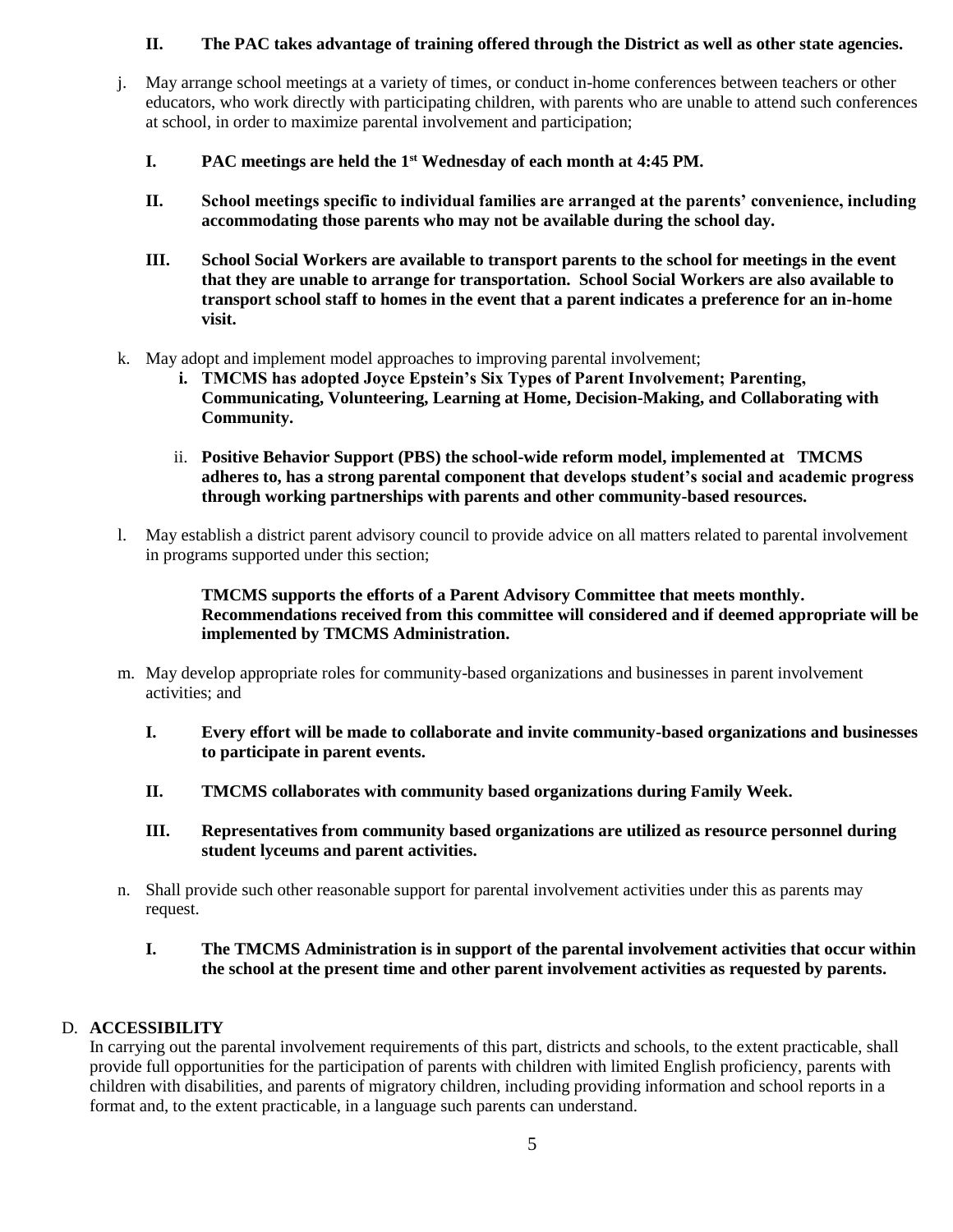**II. The PAC takes advantage of training offered through the District as well as other state agencies.**

j. May arrange school meetings at a variety of times, or conduct in-home conferences between teachers or other educators, who work directly with participating children, with parents who are unable to attend such conferences at school, in order to maximize parental involvement and participation;

   **I. PAC meetings are held the 1st Wednesday of each month at 4:45 PM.**

   **II. School meetings specific to individual families are arranged at the parents' convenience, including accommodating those parents who may not be available during the school day.**

   **III. School Social Workers are available to transport parents to the school for meetings in the event that they are unable to arrange for transportation. School Social Workers are also available to transport school staff to homes in the event that a parent indicates a preference for an in-home visit.**

k. May adopt and implement model approaches to improving parental involvement;

   **i. TMCMS has adopted Joyce Epstein's Six Types of Parent Involvement; Parenting, Communicating, Volunteering, Learning at Home, Decision-Making, and Collaborating with Community.**

   ii. **Positive Behavior Support (PBS) the school-wide reform model, implemented at TMCMS adheres to, has a strong parental component that develops student's social and academic progress through working partnerships with parents and other community-based resources.**

l. May establish a district parent advisory council to provide advice on all matters related to parental involvement in programs supported under this section;

   **TMCMS supports the efforts of a Parent Advisory Committee that meets monthly. Recommendations received from this committee will considered and if deemed appropriate will be implemented by TMCMS Administration.**

m. May develop appropriate roles for community-based organizations and businesses in parent involvement activities; and

   **I. Every effort will be made to collaborate and invite community-based organizations and businesses to participate in parent events.**

   **II. TMCMS collaborates with community based organizations during Family Week.**

   **III. Representatives from community based organizations are utilized as resource personnel during student lyceums and parent activities.**

n. Shall provide such other reasonable support for parental involvement activities under this as parents may request.

   **I. The TMCMS Administration is in support of the parental involvement activities that occur within the school at the present time and other parent involvement activities as requested by parents.**

D. **ACCESSIBILITY**

In carrying out the parental involvement requirements of this part, districts and schools, to the extent practicable, shall provide full opportunities for the participation of parents with children with limited English proficiency, parents with children with disabilities, and parents of migratory children, including providing information and school reports in a format and, to the extent practicable, in a language such parents can understand.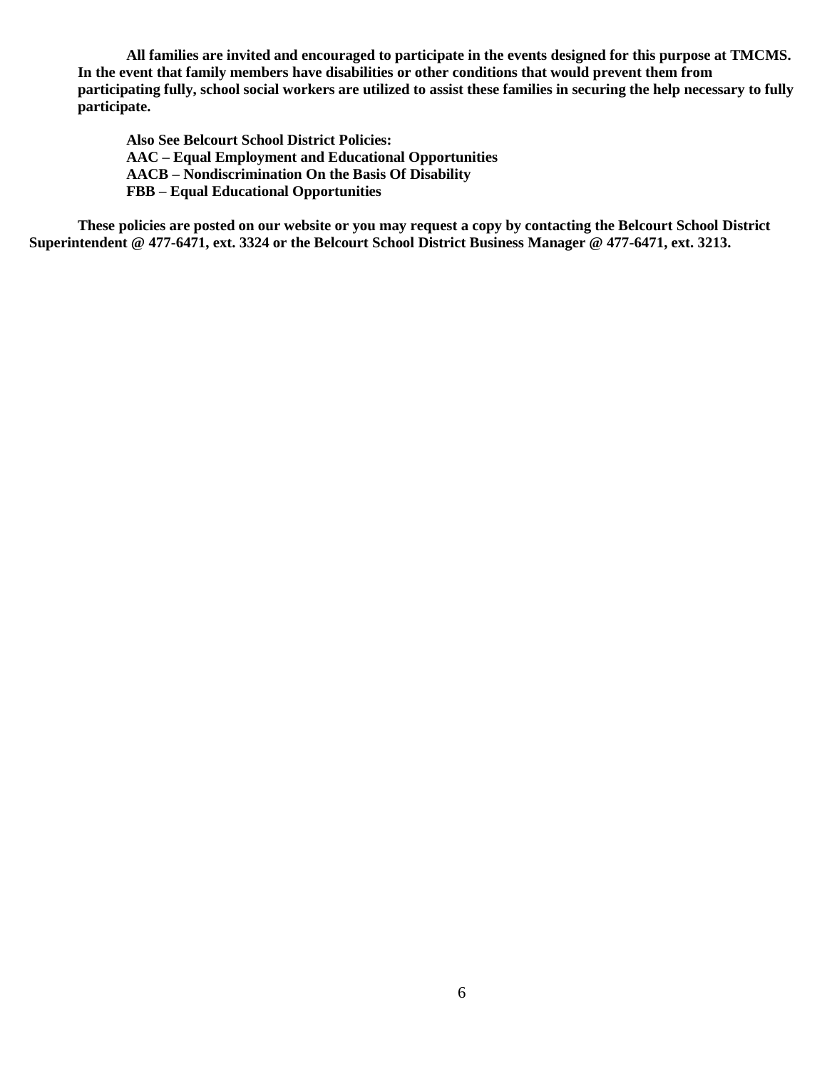**All families are invited and encouraged to participate in the events designed for this purpose at TMCMS. In the event that family members have disabilities or other conditions that would prevent them from participating fully, school social workers are utilized to assist these families in securing the help necessary to fully participate.**

**Also See Belcourt School District Policies:**
**AAC – Equal Employment and Educational Opportunities**
**AACB – Nondiscrimination On the Basis Of Disability**
**FBB – Equal Educational Opportunities**

**These policies are posted on our website or you may request a copy by contacting the Belcourt School District Superintendent @ 477-6471, ext. 3324 or the Belcourt School District Business Manager @ 477-6471, ext. 3213.**